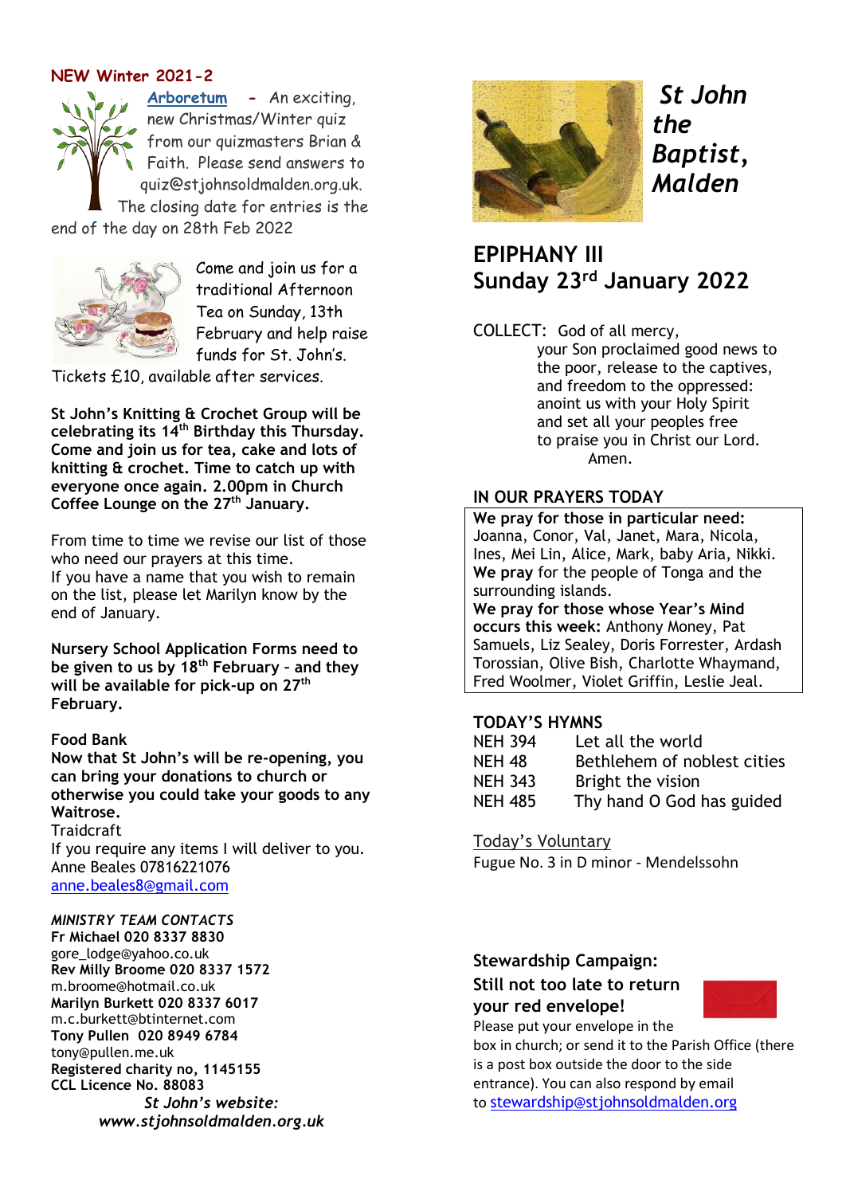# St John the Baptist, Malden

## EPIPHANY III
## Sunday 23rd January 2022

COLLECT: God of all mercy,
your Son proclaimed good news to the poor, release to the captives, and freedom to the oppressed:
anoint us with your Holy Spirit
and set all your peoples free
to praise you in Christ our Lord.
Amen.

### IN OUR PRAYERS TODAY

**We pray for those in particular need:** Joanna, Conor, Val, Janet, Mara, Nicola, Ines, Mei Lin, Alice, Mark, baby Aria, Nikki.
**We pray** for the people of Tonga and the surrounding islands.
**We pray for those whose Year's Mind occurs this week:** Anthony Money, Pat Samuels, Liz Sealey, Doris Forrester, Ardash Torossian, Olive Bish, Charlotte Whaymand, Fred Woolmer, Violet Griffin, Leslie Jeal.

### TODAY'S HYMNS

| | |
|---|---|
| NEH 394 | Let all the world |
| NEH 48 | Bethlehem of noblest cities |
| NEH 343 | Bright the vision |
| NEH 485 | Thy hand O God has guided |

Today's Voluntary
Fugue No. 3 in D minor - Mendelssohn

**NEW Winter 2021-2**

**Arboretum** - An exciting, new Christmas/Winter quiz from our quizmasters Brian & Faith. Please send answers to quiz@stjohnsoldmalden.org.uk. The closing date for entries is the end of the day on 28th Feb 2022

Come and join us for a traditional Afternoon Tea on Sunday, 13th February and help raise funds for St. John's. Tickets £10, available after services.

**St John's Knitting & Crochet Group will be celebrating its 14th Birthday this Thursday. Come and join us for tea, cake and lots of knitting & crochet. Time to catch up with everyone once again. 2.00pm in Church Coffee Lounge on the 27th January.**

From time to time we revise our list of those who need our prayers at this time.
If you have a name that you wish to remain on the list, please let Marilyn know by the end of January.

**Nursery School Application Forms need to be given to us by 18th February - and they will be available for pick-up on 27th February.**

**Food Bank**
**Now that St John's will be re-opening, you can bring your donations to church or otherwise you could take your goods to any Waitrose.**
Traidcraft
If you require any items I will deliver to you.
Anne Beales 07816221076
anne.beales8@gmail.com

### Stewardship Campaign:
**Still not too late to return your red envelope!**
Please put your envelope in the box in church; or send it to the Parish Office (there is a post box outside the door to the side entrance). You can also respond by email to stewardship@stjohnsoldmalden.org

***MINISTRY TEAM CONTACTS***
**Fr Michael 020 8337 8830**
gore_lodge@yahoo.co.uk
**Rev Milly Broome 020 8337 1572**
m.broome@hotmail.co.uk
**Marilyn Burkett 020 8337 6017**
m.c.burkett@btinternet.com
**Tony Pullen 020 8949 6784**
tony@pullen.me.uk
**Registered charity no, 1145155**
**CCL Licence No. 88083**
***St John's website:***
***www.stjohnsoldmalden.org.uk***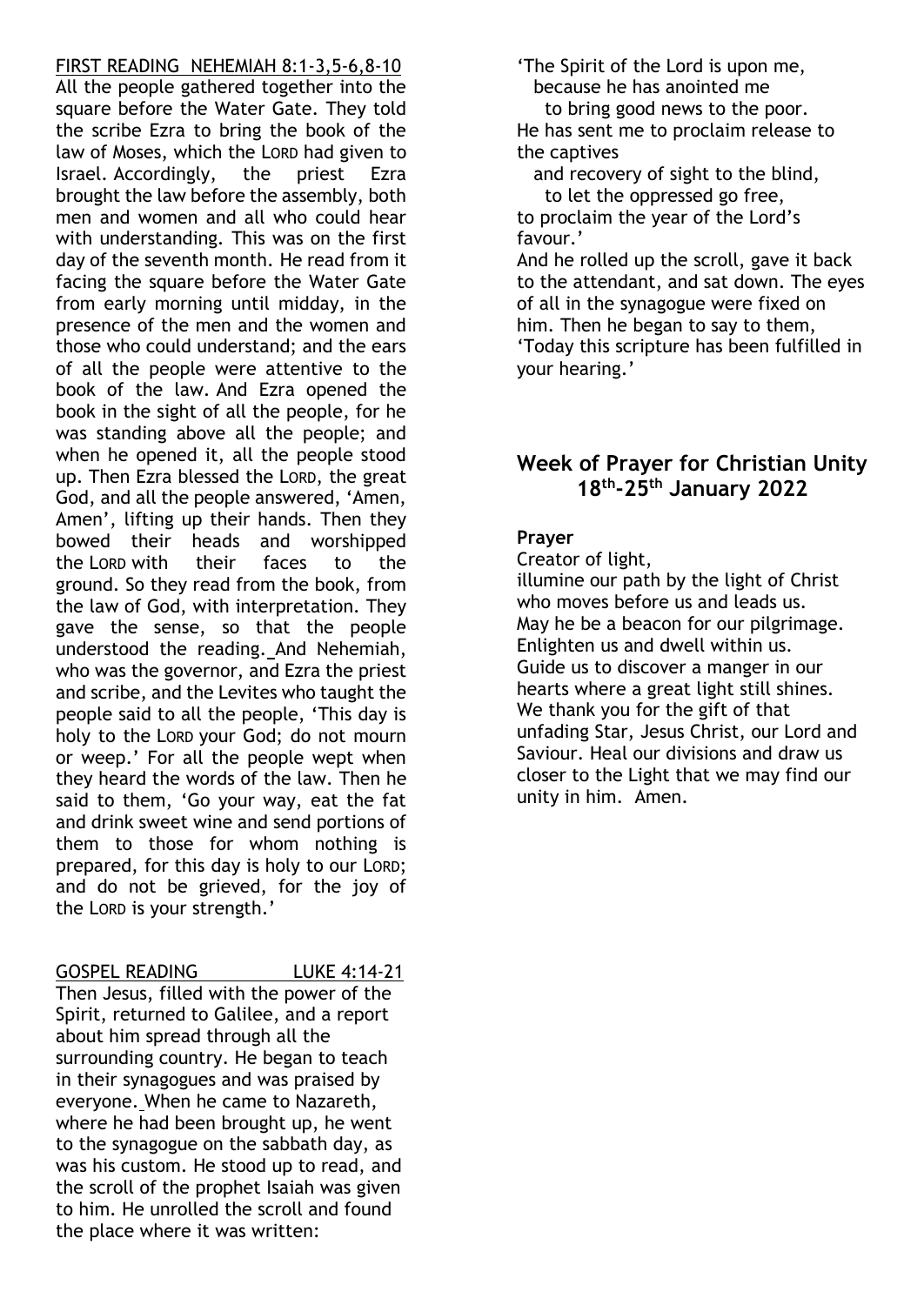FIRST READING NEHEMIAH 8:1-3,5-6,8-10

All the people gathered together into the square before the Water Gate. They told the scribe Ezra to bring the book of the law of Moses, which the LORD had given to Israel. Accordingly, the priest Ezra brought the law before the assembly, both men and women and all who could hear with understanding. This was on the first day of the seventh month. He read from it facing the square before the Water Gate from early morning until midday, in the presence of the men and the women and those who could understand; and the ears of all the people were attentive to the book of the law. And Ezra opened the book in the sight of all the people, for he was standing above all the people; and when he opened it, all the people stood up. Then Ezra blessed the LORD, the great God, and all the people answered, 'Amen, Amen', lifting up their hands. Then they bowed their heads and worshipped the LORD with their faces to the ground. So they read from the book, from the law of God, with interpretation. They gave the sense, so that the people understood the reading. And Nehemiah, who was the governor, and Ezra the priest and scribe, and the Levites who taught the people said to all the people, 'This day is holy to the LORD your God; do not mourn or weep.' For all the people wept when they heard the words of the law. Then he said to them, 'Go your way, eat the fat and drink sweet wine and send portions of them to those for whom nothing is prepared, for this day is holy to our LORD; and do not be grieved, for the joy of the LORD is your strength.'

GOSPEL READING LUKE 4:14-21

Then Jesus, filled with the power of the Spirit, returned to Galilee, and a report about him spread through all the surrounding country. He began to teach in their synagogues and was praised by everyone. When he came to Nazareth, where he had been brought up, he went to the synagogue on the sabbath day, as was his custom. He stood up to read, and the scroll of the prophet Isaiah was given to him. He unrolled the scroll and found the place where it was written:

'The Spirit of the Lord is upon me,
because he has anointed me
to bring good news to the poor.
He has sent me to proclaim release to the captives
and recovery of sight to the blind,
to let the oppressed go free,
to proclaim the year of the Lord's favour.'

And he rolled up the scroll, gave it back to the attendant, and sat down. The eyes of all in the synagogue were fixed on him. Then he began to say to them, 'Today this scripture has been fulfilled in your hearing.'

## Week of Prayer for Christian Unity 18th-25th January 2022

**Prayer**

Creator of light,
illumine our path by the light of Christ who moves before us and leads us.
May he be a beacon for our pilgrimage.
Enlighten us and dwell within us.
Guide us to discover a manger in our hearts where a great light still shines.
We thank you for the gift of that unfading Star, Jesus Christ, our Lord and Saviour. Heal our divisions and draw us closer to the Light that we may find our unity in him. Amen.